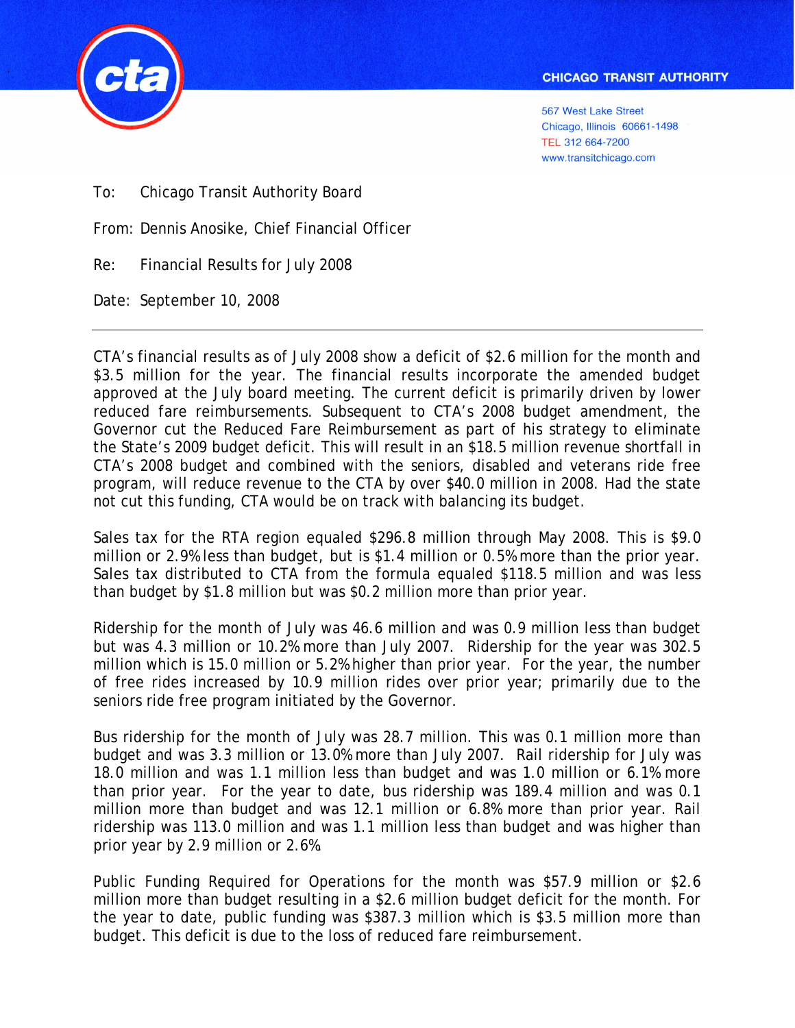CHICAGO TRANSIT AUTHORITY

567 West Lake Street
Chicago, Illinois 60661-1498
TEL 312 664-7200
www.transitchicago.com

To: Chicago Transit Authority Board

From: Dennis Anosike, Chief Financial Officer

Re: Financial Results for July 2008

Date: September 10, 2008

---

CTA's financial results as of July 2008 show a deficit of $2.6 million for the month and $3.5 million for the year. The financial results incorporate the amended budget approved at the July board meeting. The current deficit is primarily driven by lower reduced fare reimbursements. Subsequent to CTA's 2008 budget amendment, the Governor cut the Reduced Fare Reimbursement as part of his strategy to eliminate the State's 2009 budget deficit. This will result in an $18.5 million revenue shortfall in CTA's 2008 budget and combined with the seniors, disabled and veterans ride free program, will reduce revenue to the CTA by over $40.0 million in 2008. Had the state not cut this funding, CTA would be on track with balancing its budget.

Sales tax for the RTA region equaled $296.8 million through May 2008. This is $9.0 million or 2.9% less than budget, but is $1.4 million or 0.5% more than the prior year. Sales tax distributed to CTA from the formula equaled $118.5 million and was less than budget by $1.8 million but was $0.2 million more than prior year.

Ridership for the month of July was 46.6 million and was 0.9 million less than budget but was 4.3 million or 10.2% more than July 2007. Ridership for the year was 302.5 million which is 15.0 million or 5.2% higher than prior year. For the year, the number of free rides increased by 10.9 million rides over prior year; primarily due to the seniors ride free program initiated by the Governor.

Bus ridership for the month of July was 28.7 million. This was 0.1 million more than budget and was 3.3 million or 13.0% more than July 2007. Rail ridership for July was 18.0 million and was 1.1 million less than budget and was 1.0 million or 6.1% more than prior year. For the year to date, bus ridership was 189.4 million and was 0.1 million more than budget and was 12.1 million or 6.8% more than prior year. Rail ridership was 113.0 million and was 1.1 million less than budget and was higher than prior year by 2.9 million or 2.6%

Public Funding Required for Operations for the month was $57.9 million or $2.6 million more than budget resulting in a $2.6 million budget deficit for the month. For the year to date, public funding was $387.3 million which is $3.5 million more than budget. This deficit is due to the loss of reduced fare reimbursement.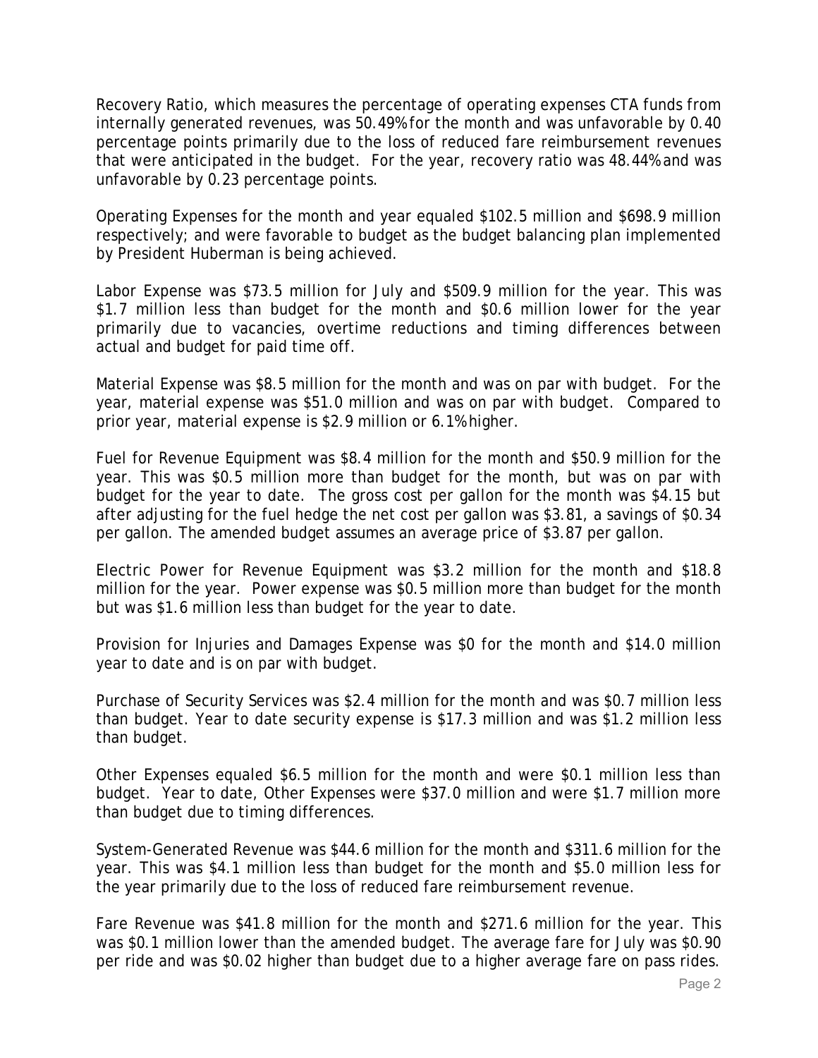Recovery Ratio, which measures the percentage of operating expenses CTA funds from internally generated revenues, was 50.49% for the month and was unfavorable by 0.40 percentage points primarily due to the loss of reduced fare reimbursement revenues that were anticipated in the budget. For the year, recovery ratio was 48.44% and was unfavorable by 0.23 percentage points.

Operating Expenses for the month and year equaled $102.5 million and $698.9 million respectively; and were favorable to budget as the budget balancing plan implemented by President Huberman is being achieved.

Labor Expense was $73.5 million for July and $509.9 million for the year. This was $1.7 million less than budget for the month and $0.6 million lower for the year primarily due to vacancies, overtime reductions and timing differences between actual and budget for paid time off.

Material Expense was $8.5 million for the month and was on par with budget. For the year, material expense was $51.0 million and was on par with budget. Compared to prior year, material expense is $2.9 million or 6.1% higher.

Fuel for Revenue Equipment was $8.4 million for the month and $50.9 million for the year. This was $0.5 million more than budget for the month, but was on par with budget for the year to date. The gross cost per gallon for the month was $4.15 but after adjusting for the fuel hedge the net cost per gallon was $3.81, a savings of $0.34 per gallon. The amended budget assumes an average price of $3.87 per gallon.

Electric Power for Revenue Equipment was $3.2 million for the month and $18.8 million for the year. Power expense was $0.5 million more than budget for the month but was $1.6 million less than budget for the year to date.

Provision for Injuries and Damages Expense was $0 for the month and $14.0 million year to date and is on par with budget.

Purchase of Security Services was $2.4 million for the month and was $0.7 million less than budget. Year to date security expense is $17.3 million and was $1.2 million less than budget.

Other Expenses equaled $6.5 million for the month and were $0.1 million less than budget. Year to date, Other Expenses were $37.0 million and were $1.7 million more than budget due to timing differences.

System-Generated Revenue was $44.6 million for the month and $311.6 million for the year. This was $4.1 million less than budget for the month and $5.0 million less for the year primarily due to the loss of reduced fare reimbursement revenue.

Fare Revenue was $41.8 million for the month and $271.6 million for the year. This was $0.1 million lower than the amended budget. The average fare for July was $0.90 per ride and was $0.02 higher than budget due to a higher average fare on pass rides.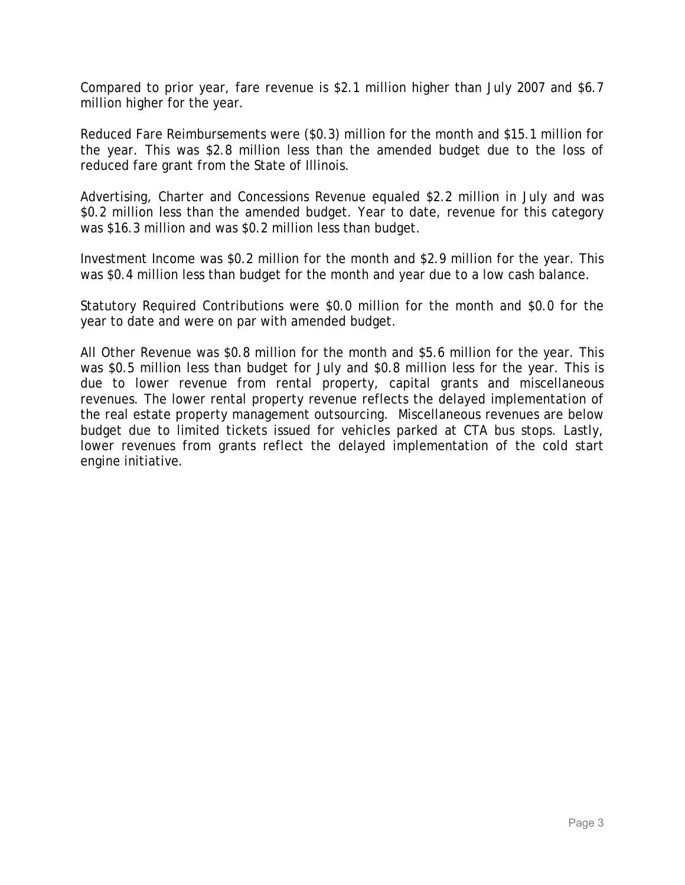Compared to prior year, fare revenue is $2.1 million higher than July 2007 and $6.7 million higher for the year.

Reduced Fare Reimbursements were ($0.3) million for the month and $15.1 million for the year. This was $2.8 million less than the amended budget due to the loss of reduced fare grant from the State of Illinois.

Advertising, Charter and Concessions Revenue equaled $2.2 million in July and was $0.2 million less than the amended budget. Year to date, revenue for this category was $16.3 million and was $0.2 million less than budget.

Investment Income was $0.2 million for the month and $2.9 million for the year. This was $0.4 million less than budget for the month and year due to a low cash balance.

Statutory Required Contributions were $0.0 million for the month and $0.0 for the year to date and were on par with amended budget.

All Other Revenue was $0.8 million for the month and $5.6 million for the year. This was $0.5 million less than budget for July and $0.8 million less for the year. This is due to lower revenue from rental property, capital grants and miscellaneous revenues. The lower rental property revenue reflects the delayed implementation of the real estate property management outsourcing. Miscellaneous revenues are below budget due to limited tickets issued for vehicles parked at CTA bus stops. Lastly, lower revenues from grants reflect the delayed implementation of the cold start engine initiative.